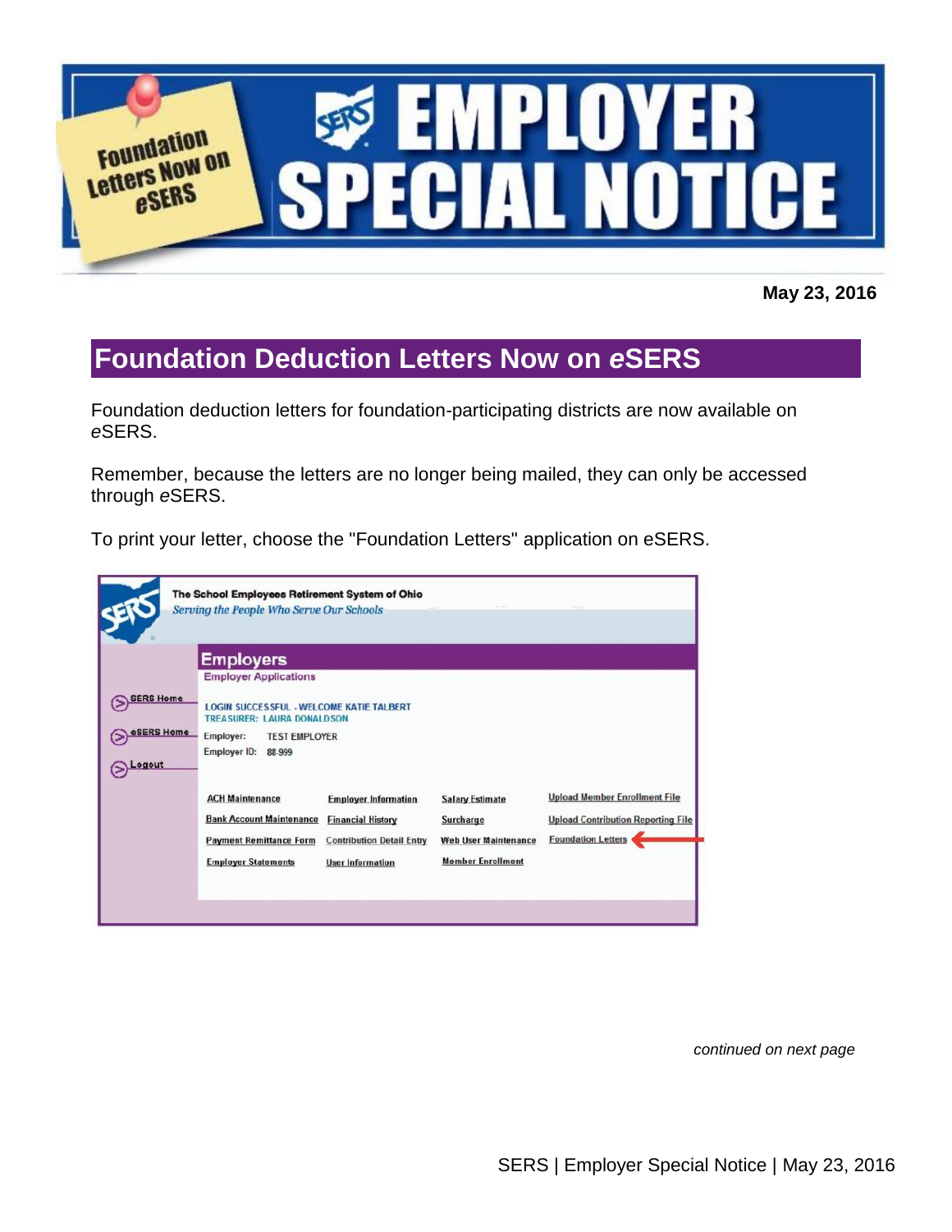# EMPLOYER SPECIAL NOTICE

Foundation Letters Now on *e*SERS

**May 23, 2016**

## Foundation Deduction Letters Now on *e*SERS

Foundation deduction letters for foundation-participating districts are now available on *e*SERS.

Remember, because the letters are no longer being mailed, they can only be accessed through *e*SERS.

To print your letter, choose the "Foundation Letters" application on eSERS.

*continued on next page*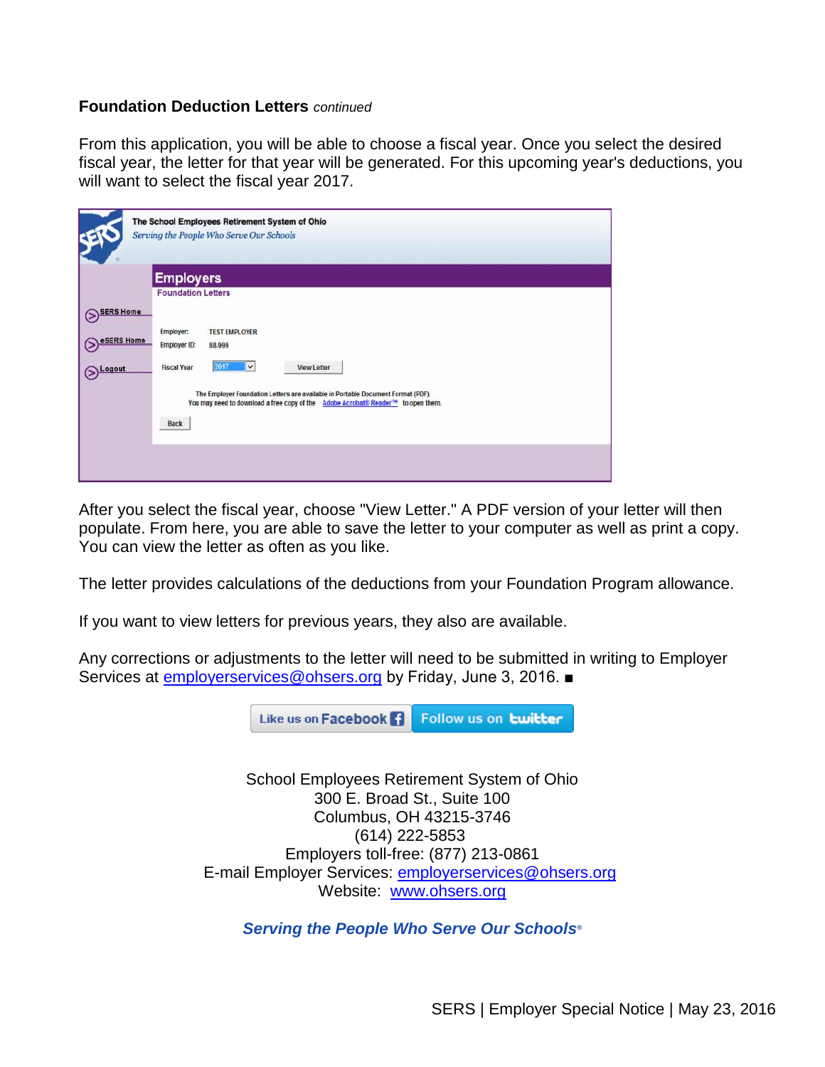**Foundation Deduction Letters** *continued*

From this application, you will be able to choose a fiscal year. Once you select the desired fiscal year, the letter for that year will be generated. For this upcoming year's deductions, you will want to select the fiscal year 2017.

After you select the fiscal year, choose "View Letter." A PDF version of your letter will then populate. From here, you are able to save the letter to your computer as well as print a copy. You can view the letter as often as you like.

The letter provides calculations of the deductions from your Foundation Program allowance.

If you want to view letters for previous years, they also are available.

Any corrections or adjustments to the letter will need to be submitted in writing to Employer Services at employerservices@ohsers.org by Friday, June 3, 2016. ■

Like us on Facebook | Follow us on twitter

School Employees Retirement System of Ohio
300 E. Broad St., Suite 100
Columbus, OH 43215-3746
(614) 222-5853
Employers toll-free: (877) 213-0861
E-mail Employer Services: employerservices@ohsers.org
Website: www.ohsers.org

***Serving the People Who Serve Our Schools®***